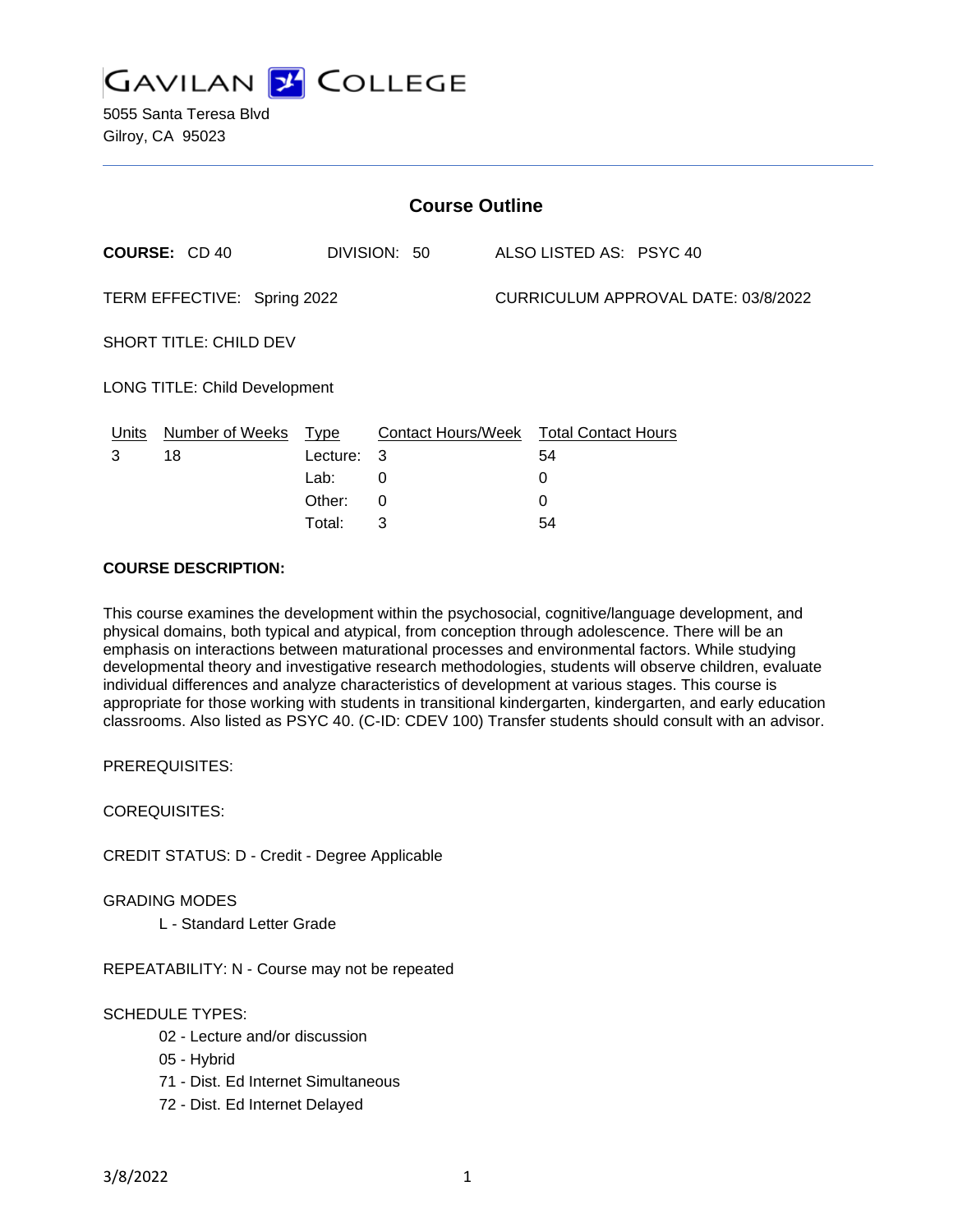# GAVILAN COLLEGE

5055 Santa Teresa Blvd
Gilroy, CA 95023

## Course Outline

**COURSE:** CD 40 DIVISION: 50 ALSO LISTED AS: PSYC 40

TERM EFFECTIVE: Spring 2022 CURRICULUM APPROVAL DATE: 03/8/2022

SHORT TITLE: CHILD DEV

LONG TITLE: Child Development

| Units | Number of Weeks | Type | Contact Hours/Week | Total Contact Hours |
|---|---|---|---|---|
| 3 | 18 | Lecture: | 3 | 54 |
| | | Lab: | 0 | 0 |
| | | Other: | 0 | 0 |
| | | Total: | 3 | 54 |

**COURSE DESCRIPTION:**

This course examines the development within the psychosocial, cognitive/language development, and physical domains, both typical and atypical, from conception through adolescence. There will be an emphasis on interactions between maturational processes and environmental factors. While studying developmental theory and investigative research methodologies, students will observe children, evaluate individual differences and analyze characteristics of development at various stages. This course is appropriate for those working with students in transitional kindergarten, kindergarten, and early education classrooms. Also listed as PSYC 40. (C-ID: CDEV 100) Transfer students should consult with an advisor.

PREREQUISITES:

COREQUISITES:

CREDIT STATUS: D - Credit - Degree Applicable

GRADING MODES

- L - Standard Letter Grade

REPEATABILITY: N - Course may not be repeated

SCHEDULE TYPES:

- 02 - Lecture and/or discussion
- 05 - Hybrid
- 71 - Dist. Ed Internet Simultaneous
- 72 - Dist. Ed Internet Delayed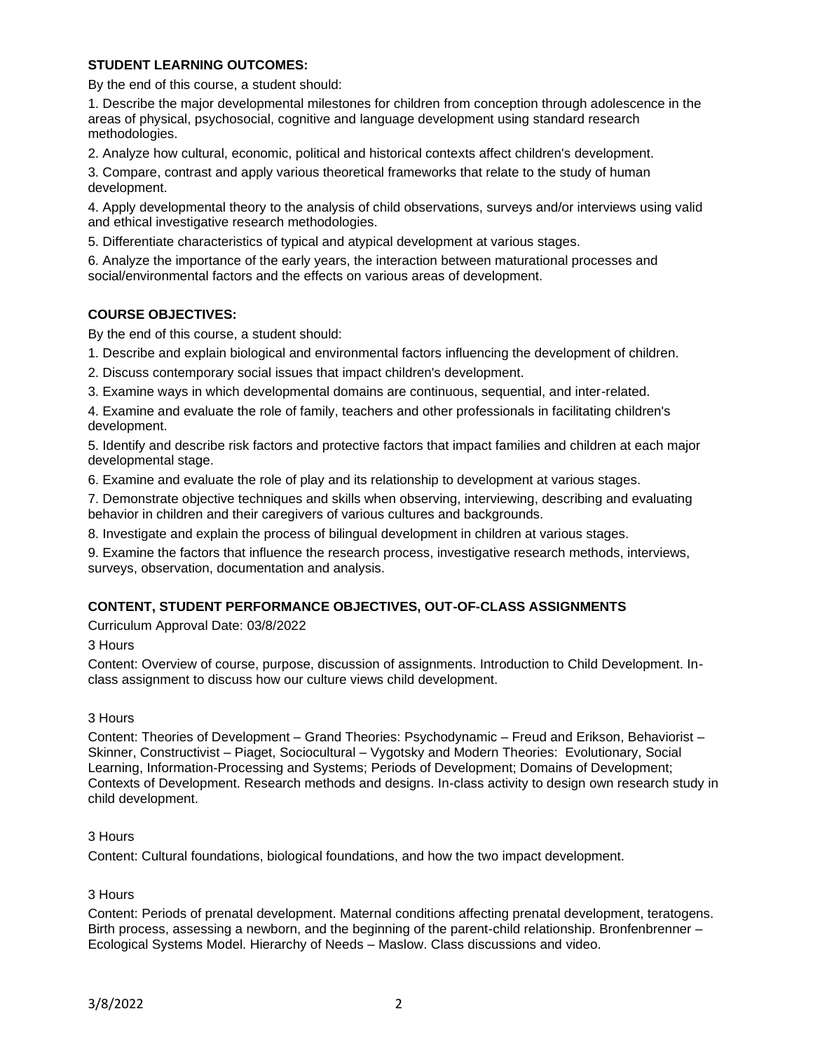## STUDENT LEARNING OUTCOMES:

By the end of this course, a student should:

1. Describe the major developmental milestones for children from conception through adolescence in the areas of physical, psychosocial, cognitive and language development using standard research methodologies.
2. Analyze how cultural, economic, political and historical contexts affect children's development.
3. Compare, contrast and apply various theoretical frameworks that relate to the study of human development.
4. Apply developmental theory to the analysis of child observations, surveys and/or interviews using valid and ethical investigative research methodologies.
5. Differentiate characteristics of typical and atypical development at various stages.
6. Analyze the importance of the early years, the interaction between maturational processes and social/environmental factors and the effects on various areas of development.

## COURSE OBJECTIVES:

By the end of this course, a student should:

1. Describe and explain biological and environmental factors influencing the development of children.
2. Discuss contemporary social issues that impact children's development.
3. Examine ways in which developmental domains are continuous, sequential, and inter-related.
4. Examine and evaluate the role of family, teachers and other professionals in facilitating children's development.
5. Identify and describe risk factors and protective factors that impact families and children at each major developmental stage.
6. Examine and evaluate the role of play and its relationship to development at various stages.
7. Demonstrate objective techniques and skills when observing, interviewing, describing and evaluating behavior in children and their caregivers of various cultures and backgrounds.
8. Investigate and explain the process of bilingual development in children at various stages.
9. Examine the factors that influence the research process, investigative research methods, interviews, surveys, observation, documentation and analysis.

## CONTENT, STUDENT PERFORMANCE OBJECTIVES, OUT-OF-CLASS ASSIGNMENTS

Curriculum Approval Date: 03/8/2022

3 Hours

Content: Overview of course, purpose, discussion of assignments. Introduction to Child Development. In-class assignment to discuss how our culture views child development.

3 Hours

Content: Theories of Development – Grand Theories: Psychodynamic – Freud and Erikson, Behaviorist – Skinner, Constructivist – Piaget, Sociocultural – Vygotsky and Modern Theories: Evolutionary, Social Learning, Information-Processing and Systems; Periods of Development; Domains of Development; Contexts of Development. Research methods and designs. In-class activity to design own research study in child development.

3 Hours

Content: Cultural foundations, biological foundations, and how the two impact development.

3 Hours

Content: Periods of prenatal development. Maternal conditions affecting prenatal development, teratogens. Birth process, assessing a newborn, and the beginning of the parent-child relationship. Bronfenbrenner – Ecological Systems Model. Hierarchy of Needs – Maslow. Class discussions and video.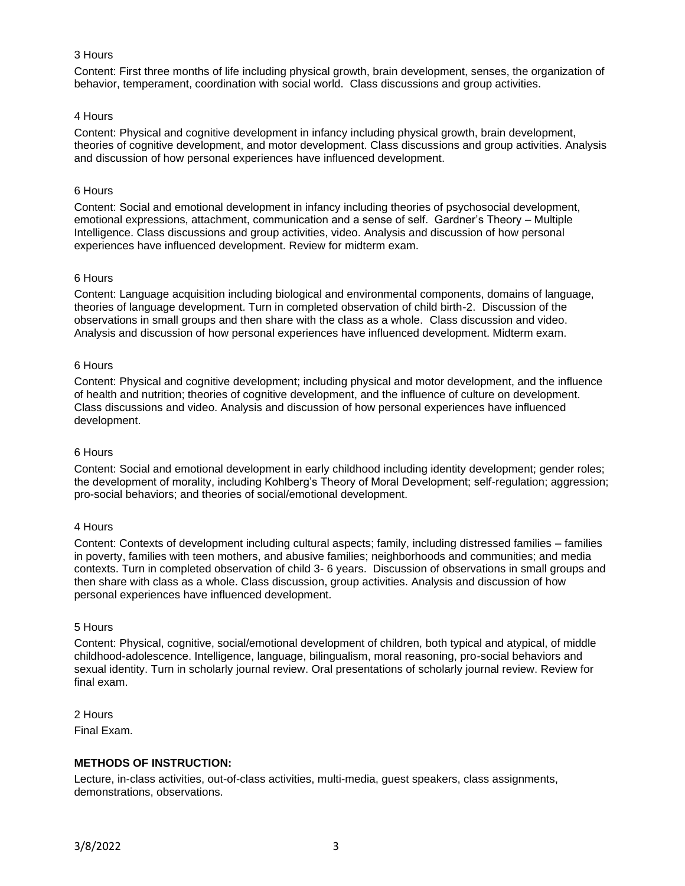3 Hours

Content: First three months of life including physical growth, brain development, senses, the organization of behavior, temperament, coordination with social world. Class discussions and group activities.

4 Hours

Content: Physical and cognitive development in infancy including physical growth, brain development, theories of cognitive development, and motor development. Class discussions and group activities. Analysis and discussion of how personal experiences have influenced development.

6 Hours

Content: Social and emotional development in infancy including theories of psychosocial development, emotional expressions, attachment, communication and a sense of self. Gardner's Theory – Multiple Intelligence. Class discussions and group activities, video. Analysis and discussion of how personal experiences have influenced development. Review for midterm exam.

6 Hours

Content: Language acquisition including biological and environmental components, domains of language, theories of language development. Turn in completed observation of child birth-2. Discussion of the observations in small groups and then share with the class as a whole. Class discussion and video. Analysis and discussion of how personal experiences have influenced development. Midterm exam.

6 Hours

Content: Physical and cognitive development; including physical and motor development, and the influence of health and nutrition; theories of cognitive development, and the influence of culture on development. Class discussions and video. Analysis and discussion of how personal experiences have influenced development.

6 Hours

Content: Social and emotional development in early childhood including identity development; gender roles; the development of morality, including Kohlberg's Theory of Moral Development; self-regulation; aggression; pro-social behaviors; and theories of social/emotional development.

4 Hours

Content: Contexts of development including cultural aspects; family, including distressed families – families in poverty, families with teen mothers, and abusive families; neighborhoods and communities; and media contexts. Turn in completed observation of child 3- 6 years. Discussion of observations in small groups and then share with class as a whole. Class discussion, group activities. Analysis and discussion of how personal experiences have influenced development.

5 Hours

Content: Physical, cognitive, social/emotional development of children, both typical and atypical, of middle childhood-adolescence. Intelligence, language, bilingualism, moral reasoning, pro-social behaviors and sexual identity. Turn in scholarly journal review. Oral presentations of scholarly journal review. Review for final exam.

2 Hours

Final Exam.

**METHODS OF INSTRUCTION:**

Lecture, in-class activities, out-of-class activities, multi-media, guest speakers, class assignments, demonstrations, observations.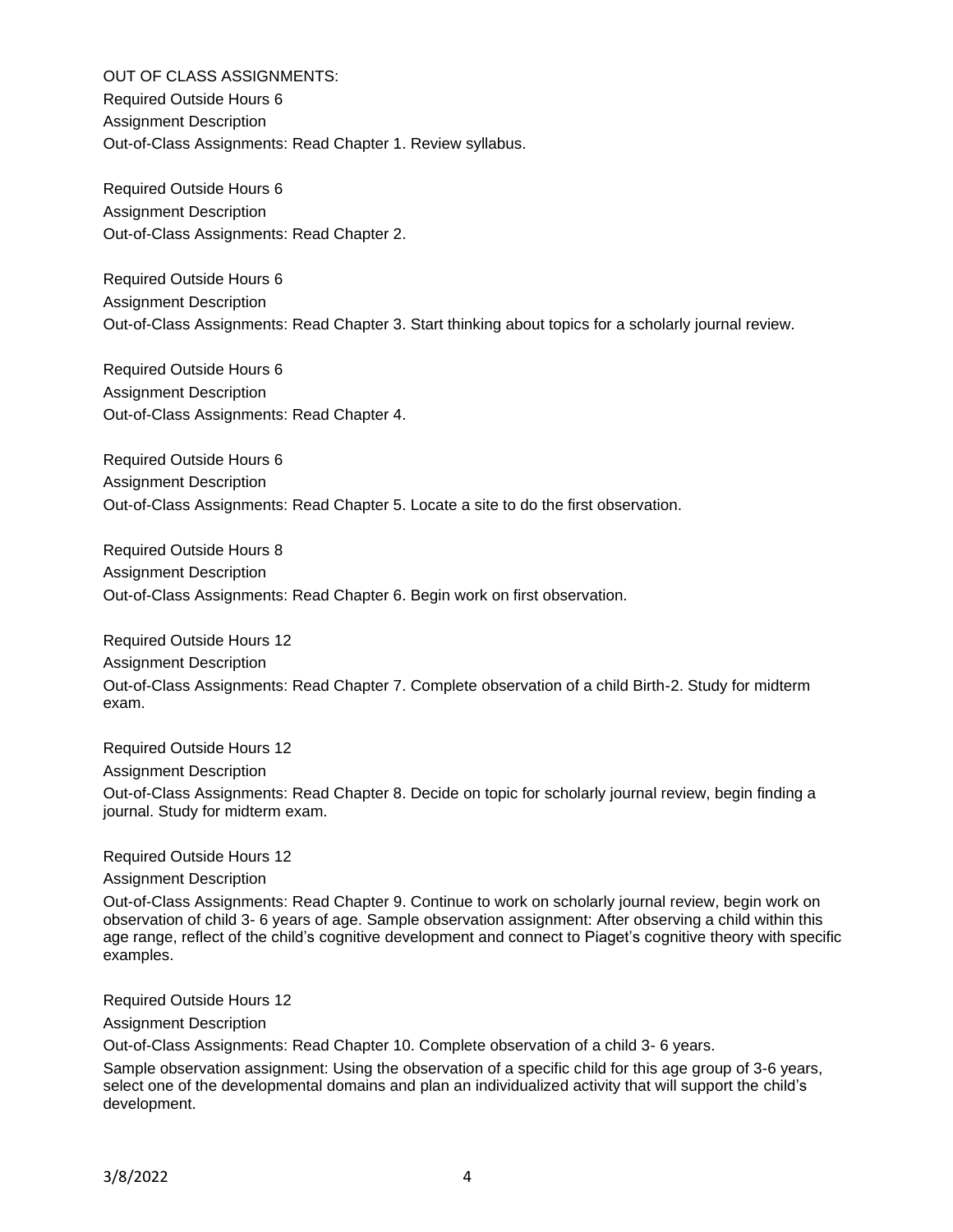OUT OF CLASS ASSIGNMENTS:

Required Outside Hours 6

Assignment Description

Out-of-Class Assignments: Read Chapter 1. Review syllabus.

Required Outside Hours 6

Assignment Description

Out-of-Class Assignments: Read Chapter 2.

Required Outside Hours 6

Assignment Description

Out-of-Class Assignments: Read Chapter 3. Start thinking about topics for a scholarly journal review.

Required Outside Hours 6

Assignment Description

Out-of-Class Assignments: Read Chapter 4.

Required Outside Hours 6

Assignment Description

Out-of-Class Assignments: Read Chapter 5. Locate a site to do the first observation.

Required Outside Hours 8

Assignment Description

Out-of-Class Assignments: Read Chapter 6. Begin work on first observation.

Required Outside Hours 12

Assignment Description

Out-of-Class Assignments: Read Chapter 7. Complete observation of a child Birth-2. Study for midterm exam.

Required Outside Hours 12

Assignment Description

Out-of-Class Assignments: Read Chapter 8. Decide on topic for scholarly journal review, begin finding a journal. Study for midterm exam.

Required Outside Hours 12

Assignment Description

Out-of-Class Assignments: Read Chapter 9. Continue to work on scholarly journal review, begin work on observation of child 3- 6 years of age. Sample observation assignment: After observing a child within this age range, reflect of the child's cognitive development and connect to Piaget's cognitive theory with specific examples.

Required Outside Hours 12

Assignment Description

Out-of-Class Assignments: Read Chapter 10. Complete observation of a child 3- 6 years.

Sample observation assignment: Using the observation of a specific child for this age group of 3-6 years, select one of the developmental domains and plan an individualized activity that will support the child's development.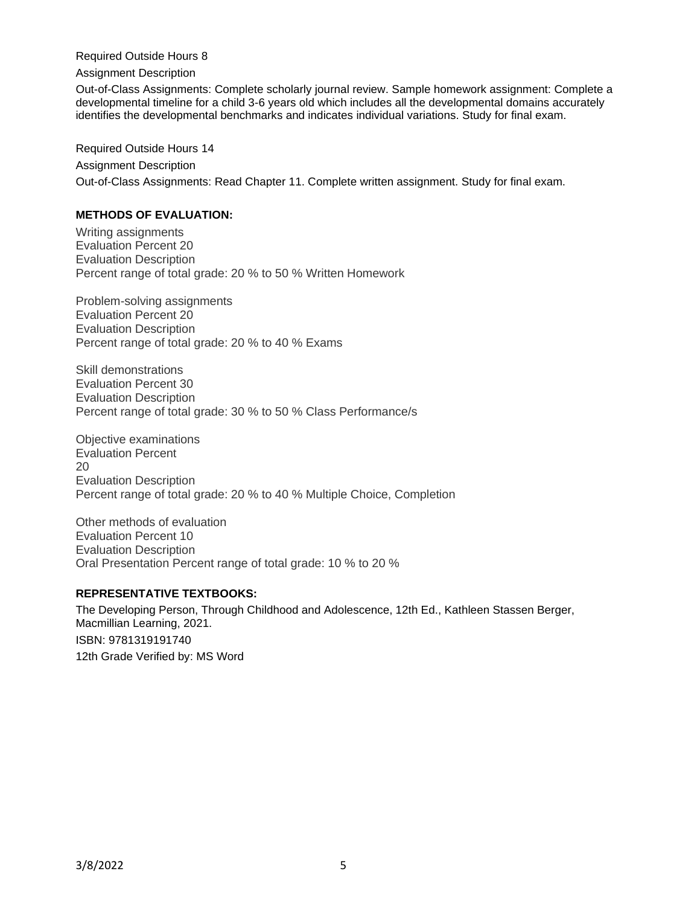Required Outside Hours 8

Assignment Description

Out-of-Class Assignments: Complete scholarly journal review. Sample homework assignment: Complete a developmental timeline for a child 3-6 years old which includes all the developmental domains accurately identifies the developmental benchmarks and indicates individual variations. Study for final exam.

Required Outside Hours 14

Assignment Description

Out-of-Class Assignments: Read Chapter 11. Complete written assignment. Study for final exam.

**METHODS OF EVALUATION:**

Writing assignments
Evaluation Percent 20
Evaluation Description
Percent range of total grade: 20 % to 50 % Written Homework

Problem-solving assignments
Evaluation Percent 20
Evaluation Description
Percent range of total grade: 20 % to 40 % Exams

Skill demonstrations
Evaluation Percent 30
Evaluation Description
Percent range of total grade: 30 % to 50 % Class Performance/s

Objective examinations
Evaluation Percent
20
Evaluation Description
Percent range of total grade: 20 % to 40 % Multiple Choice, Completion

Other methods of evaluation
Evaluation Percent 10
Evaluation Description
Oral Presentation Percent range of total grade: 10 % to 20 %

**REPRESENTATIVE TEXTBOOKS:**

The Developing Person, Through Childhood and Adolescence, 12th Ed., Kathleen Stassen Berger, Macmillian Learning, 2021.

ISBN: 9781319191740

12th Grade Verified by: MS Word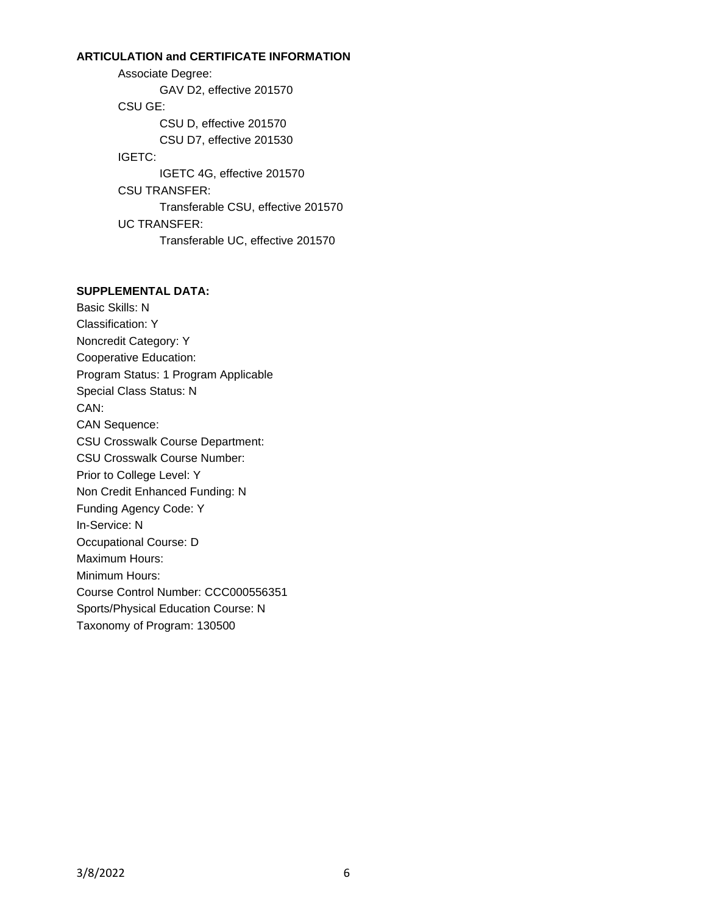**ARTICULATION and CERTIFICATE INFORMATION**

Associate Degree:

GAV D2, effective 201570

CSU GE:

CSU D, effective 201570

CSU D7, effective 201530

IGETC:

IGETC 4G, effective 201570

CSU TRANSFER:

Transferable CSU, effective 201570

UC TRANSFER:

Transferable UC, effective 201570

**SUPPLEMENTAL DATA:**

Basic Skills: N
Classification: Y
Noncredit Category: Y
Cooperative Education:
Program Status: 1 Program Applicable
Special Class Status: N
CAN:
CAN Sequence:
CSU Crosswalk Course Department:
CSU Crosswalk Course Number:
Prior to College Level: Y
Non Credit Enhanced Funding: N
Funding Agency Code: Y
In-Service: N
Occupational Course: D
Maximum Hours:
Minimum Hours:
Course Control Number: CCC000556351
Sports/Physical Education Course: N
Taxonomy of Program: 130500